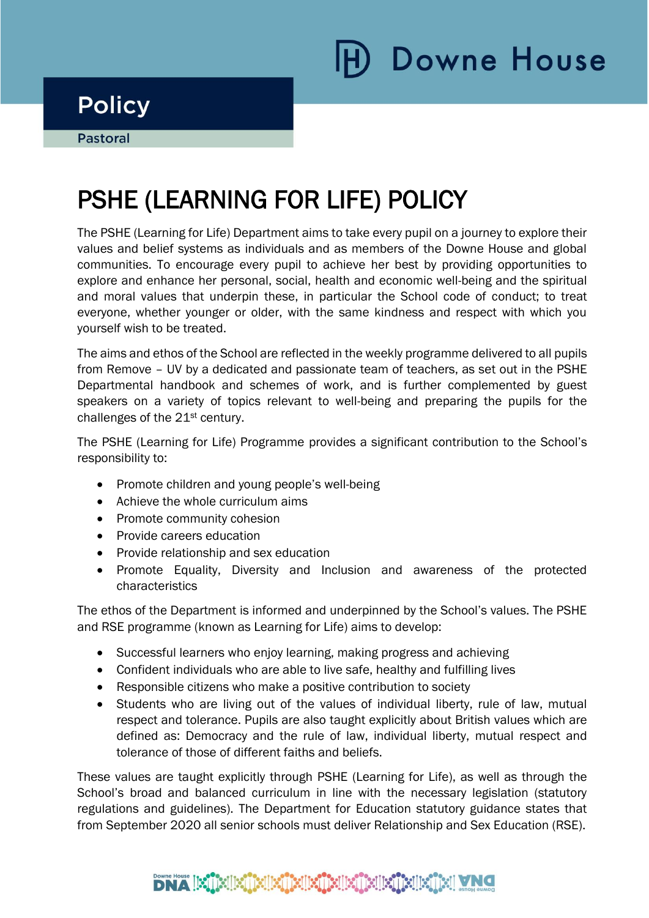Downe House

Policy

Pastoral

# PSHE (LEARNING FOR LIFE) POLICY

The PSHE (Learning for Life) Department aims to take every pupil on a journey to explore their values and belief systems as individuals and as members of the Downe House and global communities. To encourage every pupil to achieve her best by providing opportunities to explore and enhance her personal, social, health and economic well-being and the spiritual and moral values that underpin these, in particular the School code of conduct; to treat everyone, whether younger or older, with the same kindness and respect with which you yourself wish to be treated.

The aims and ethos of the School are reflected in the weekly programme delivered to all pupils from Remove – UV by a dedicated and passionate team of teachers, as set out in the PSHE Departmental handbook and schemes of work, and is further complemented by guest speakers on a variety of topics relevant to well-being and preparing the pupils for the challenges of the 21st century.

The PSHE (Learning for Life) Programme provides a significant contribution to the School's responsibility to:

- Promote children and young people's well-being
- Achieve the whole curriculum aims
- Promote community cohesion
- Provide careers education
- Provide relationship and sex education
- Promote Equality, Diversity and Inclusion and awareness of the protected characteristics

The ethos of the Department is informed and underpinned by the School's values. The PSHE and RSE programme (known as Learning for Life) aims to develop:

- Successful learners who enjoy learning, making progress and achieving
- Confident individuals who are able to live safe, healthy and fulfilling lives
- Responsible citizens who make a positive contribution to society
- Students who are living out of the values of individual liberty, rule of law, mutual respect and tolerance. Pupils are also taught explicitly about British values which are defined as: Democracy and the rule of law, individual liberty, mutual respect and tolerance of those of different faiths and beliefs.

These values are taught explicitly through PSHE (Learning for Life), as well as through the School's broad and balanced curriculum in line with the necessary legislation (statutory regulations and guidelines). The Department for Education statutory guidance states that from September 2020 all senior schools must deliver Relationship and Sex Education (RSE).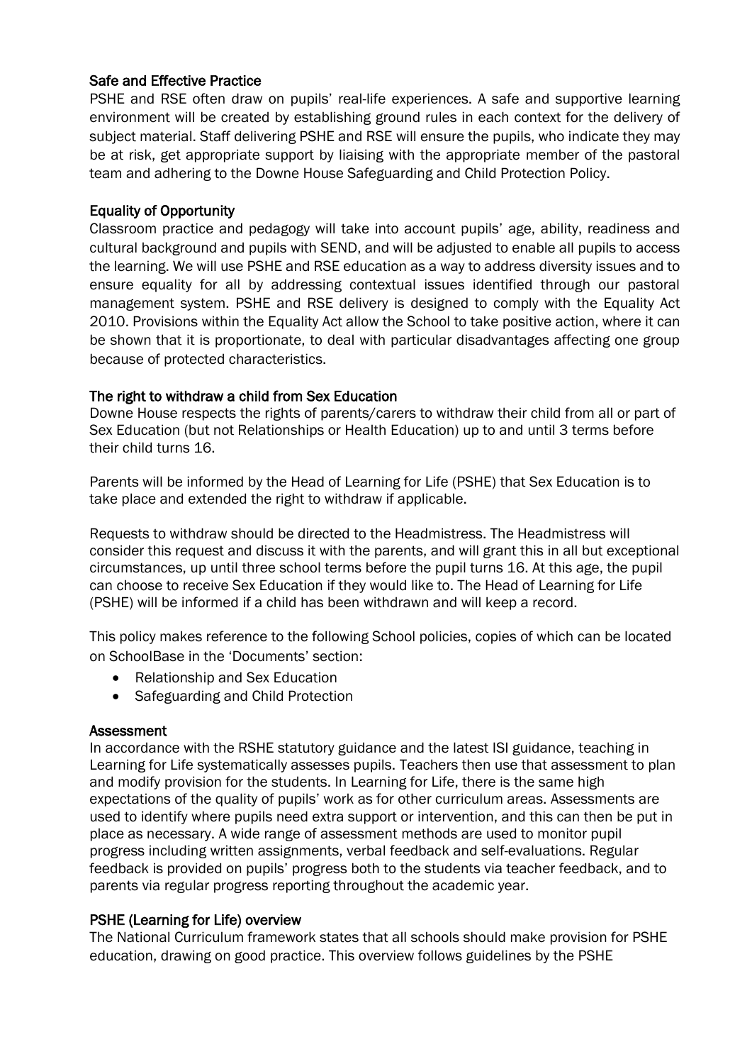## Safe and Effective Practice

PSHE and RSE often draw on pupils' real-life experiences. A safe and supportive learning environment will be created by establishing ground rules in each context for the delivery of subject material. Staff delivering PSHE and RSE will ensure the pupils, who indicate they may be at risk, get appropriate support by liaising with the appropriate member of the pastoral team and adhering to the Downe House Safeguarding and Child Protection Policy.

## Equality of Opportunity

Classroom practice and pedagogy will take into account pupils' age, ability, readiness and cultural background and pupils with SEND, and will be adjusted to enable all pupils to access the learning. We will use PSHE and RSE education as a way to address diversity issues and to ensure equality for all by addressing contextual issues identified through our pastoral management system. PSHE and RSE delivery is designed to comply with the Equality Act 2010. Provisions within the Equality Act allow the School to take positive action, where it can be shown that it is proportionate, to deal with particular disadvantages affecting one group because of protected characteristics.

## The right to withdraw a child from Sex Education

Downe House respects the rights of parents/carers to withdraw their child from all or part of Sex Education (but not Relationships or Health Education) up to and until 3 terms before their child turns 16.

Parents will be informed by the Head of Learning for Life (PSHE) that Sex Education is to take place and extended the right to withdraw if applicable.

Requests to withdraw should be directed to the Headmistress. The Headmistress will consider this request and discuss it with the parents, and will grant this in all but exceptional circumstances, up until three school terms before the pupil turns 16. At this age, the pupil can choose to receive Sex Education if they would like to. The Head of Learning for Life (PSHE) will be informed if a child has been withdrawn and will keep a record.

This policy makes reference to the following School policies, copies of which can be located on SchoolBase in the 'Documents' section:

- Relationship and Sex Education
- Safeguarding and Child Protection

## Assessment

In accordance with the RSHE statutory guidance and the latest ISI guidance, teaching in Learning for Life systematically assesses pupils. Teachers then use that assessment to plan and modify provision for the students. In Learning for Life, there is the same high expectations of the quality of pupils' work as for other curriculum areas. Assessments are used to identify where pupils need extra support or intervention, and this can then be put in place as necessary. A wide range of assessment methods are used to monitor pupil progress including written assignments, verbal feedback and self-evaluations. Regular feedback is provided on pupils' progress both to the students via teacher feedback, and to parents via regular progress reporting throughout the academic year.

## PSHE (Learning for Life) overview

The National Curriculum framework states that all schools should make provision for PSHE education, drawing on good practice. This overview follows guidelines by the PSHE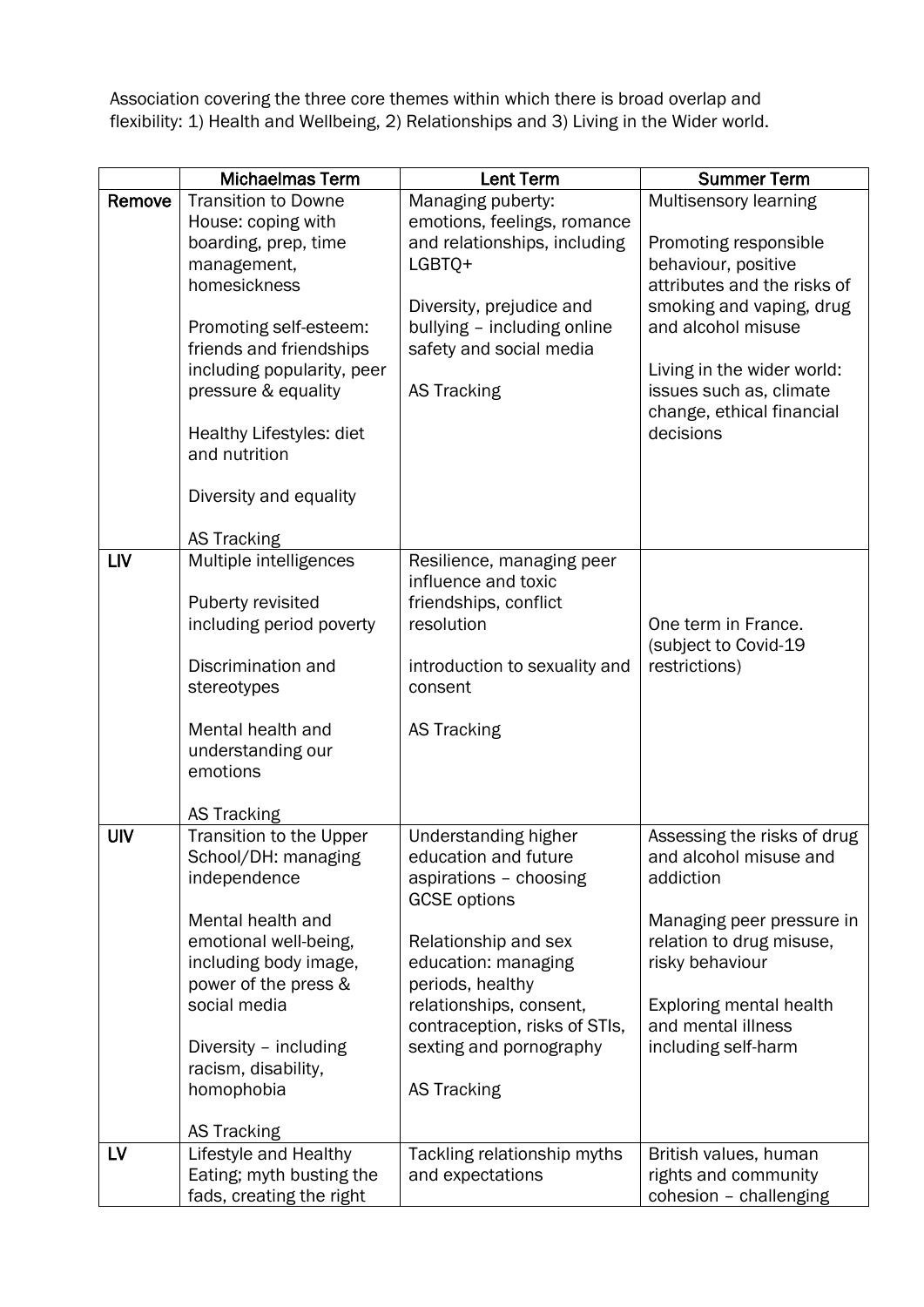Association covering the three core themes within which there is broad overlap and flexibility: 1) Health and Wellbeing, 2) Relationships and 3) Living in the Wider world.

| | Michaelmas Term | Lent Term | Summer Term |
|---|---|---|---|
| **Remove** | Transition to Downe House: coping with boarding, prep, time management, homesickness<br><br>Promoting self-esteem: friends and friendships including popularity, peer pressure & equality<br><br>Healthy Lifestyles: diet and nutrition<br><br>Diversity and equality<br><br>AS Tracking | Managing puberty: emotions, feelings, romance and relationships, including LGBTQ+<br><br>Diversity, prejudice and bullying – including online safety and social media<br><br>AS Tracking | Multisensory learning<br><br>Promoting responsible behaviour, positive attributes and the risks of smoking and vaping, drug and alcohol misuse<br><br>Living in the wider world: issues such as, climate change, ethical financial decisions |
| **LIV** | Multiple intelligences<br><br>Puberty revisited including period poverty<br><br>Discrimination and stereotypes<br><br>Mental health and understanding our emotions<br><br>AS Tracking | Resilience, managing peer influence and toxic friendships, conflict resolution<br><br>introduction to sexuality and consent<br><br>AS Tracking | One term in France. (subject to Covid-19 restrictions) |
| **UIV** | Transition to the Upper School/DH: managing independence<br><br>Mental health and emotional well-being, including body image, power of the press & social media<br><br>Diversity – including racism, disability, homophobia<br><br>AS Tracking | Understanding higher education and future aspirations – choosing GCSE options<br><br>Relationship and sex education: managing periods, healthy relationships, consent, contraception, risks of STIs, sexting and pornography<br><br>AS Tracking | Assessing the risks of drug and alcohol misuse and addiction<br><br>Managing peer pressure in relation to drug misuse, risky behaviour<br><br>Exploring mental health and mental illness including self-harm |
| **LV** | Lifestyle and Healthy Eating; myth busting the fads, creating the right | Tackling relationship myths and expectations | British values, human rights and community cohesion – challenging |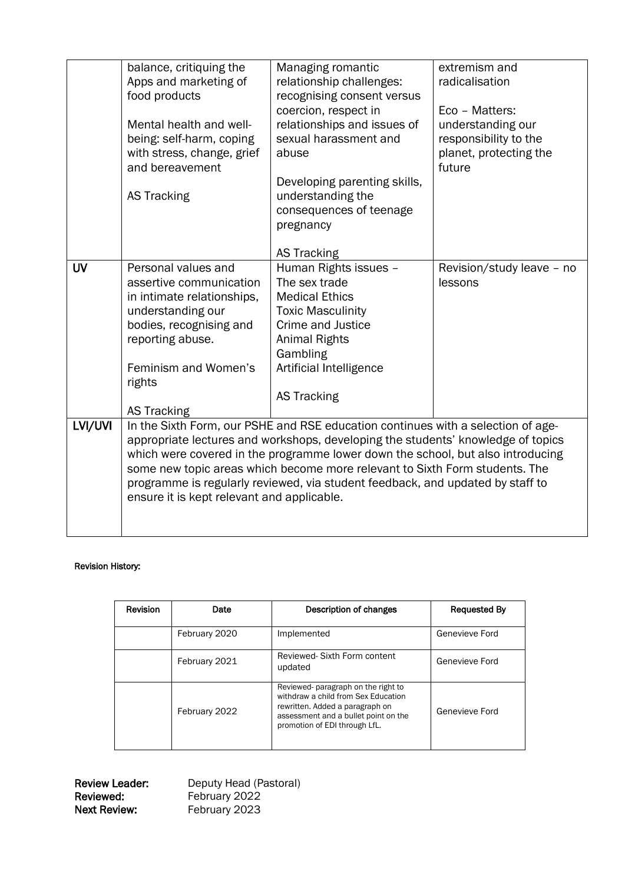| | | | |
|---|---|---|---|
| | balance, critiquing the Apps and marketing of food products<br><br>Mental health and well-being: self-harm, coping with stress, change, grief and bereavement<br><br>AS Tracking | Managing romantic relationship challenges: recognising consent versus coercion, respect in relationships and issues of sexual harassment and abuse<br><br>Developing parenting skills, understanding the consequences of teenage pregnancy<br><br>AS Tracking | extremism and radicalisation<br><br>Eco – Matters: understanding our responsibility to the planet, protecting the future |
| **UV** | Personal values and assertive communication in intimate relationships, understanding our bodies, recognising and reporting abuse.<br><br>Feminism and Women's rights<br><br>AS Tracking | Human Rights issues – The sex trade<br>Medical Ethics<br>Toxic Masculinity<br>Crime and Justice<br>Animal Rights<br>Gambling<br>Artificial Intelligence<br><br>AS Tracking | Revision/study leave – no lessons |
| **LVI/UVI** | In the Sixth Form, our PSHE and RSE education continues with a selection of age-appropriate lectures and workshops, developing the students' knowledge of topics which were covered in the programme lower down the school, but also introducing some new topic areas which become more relevant to Sixth Form students. The programme is regularly reviewed, via student feedback, and updated by staff to ensure it is kept relevant and applicable. | | |

**Revision History:**

| Revision | Date | Description of changes | Requested By |
|---|---|---|---|
| | February 2020 | Implemented | Genevieve Ford |
| | February 2021 | Reviewed- Sixth Form content updated | Genevieve Ford |
| | February 2022 | Reviewed- paragraph on the right to withdraw a child from Sex Education rewritten. Added a paragraph on assessment and a bullet point on the promotion of EDI through LfL. | Genevieve Ford |

**Review Leader:** Deputy Head (Pastoral)
**Reviewed:** February 2022
**Next Review:** February 2023